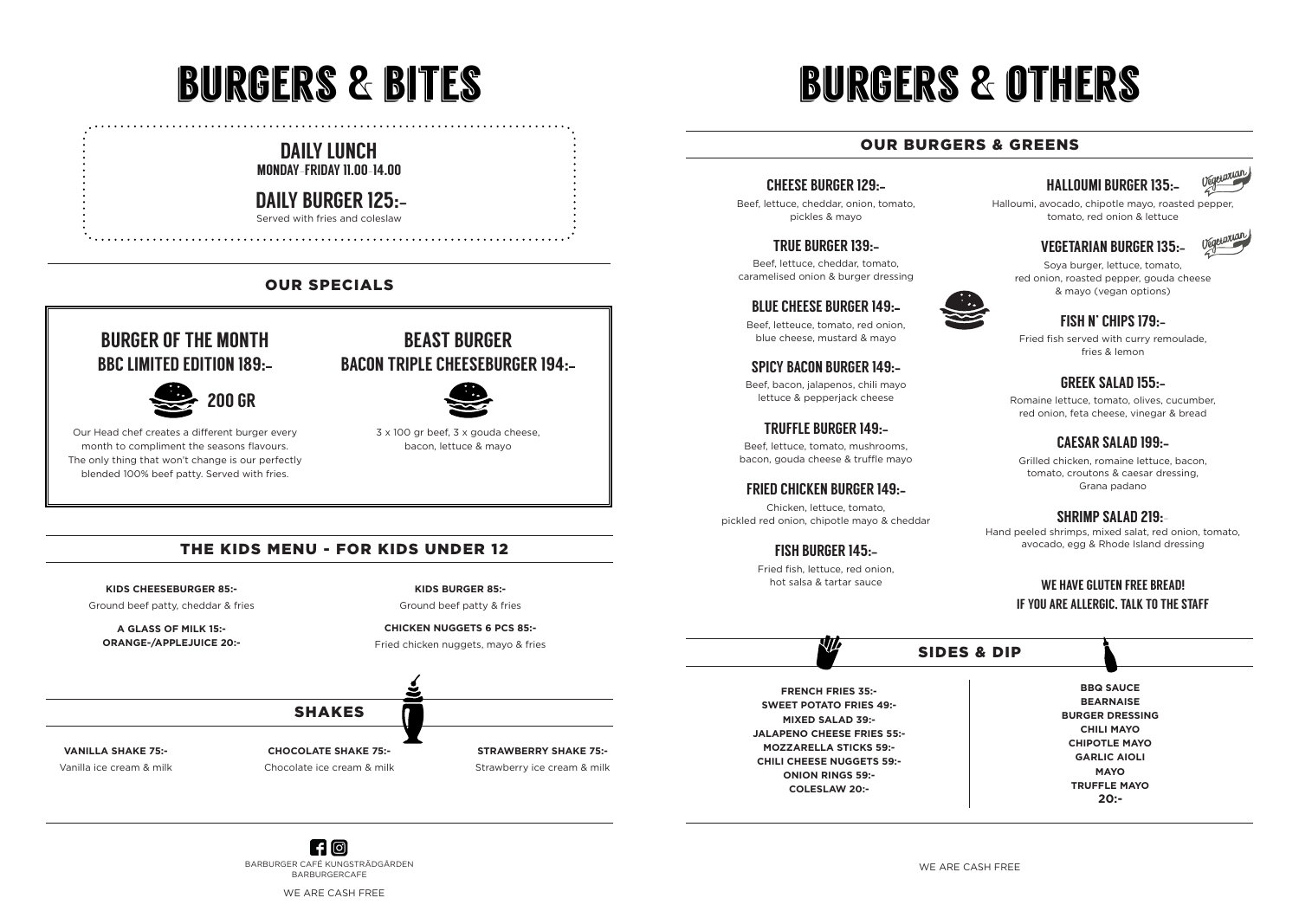# BURGERS & BITES

## DAILY LUNCH
**MONDAY–FRIDAY 11.00–14.00**

## DAILY BURGER 125:-
Served with fries and coleslaw

## OUR SPECIALS

### BURGER OF THE MONTH
**BBC LIMITED EDITION 189:-**

200 GR

Our Head chef creates a different burger every month to compliment the seasons flavours. The only thing that won't change is our perfectly blended 100% beef patty. Served with fries.

### BEAST BURGER
**BACON TRIPLE CHEESEBURGER 194:-**

3 x 100 gr beef, 3 x gouda cheese, bacon, lettuce & mayo

## THE KIDS MENU - FOR KIDS UNDER 12

**KIDS CHEESEBURGER 85:-**
Ground beef patty, cheddar & fries

**A GLASS OF MILK 15:-**
**ORANGE-/APPLEJUICE 20:-**

**KIDS BURGER 85:-**
Ground beef patty & fries

**CHICKEN NUGGETS 6 PCS 85:-**
Fried chicken nuggets, mayo & fries

## SHAKES

**VANILLA SHAKE 75:-**
Vanilla ice cream & milk

**CHOCOLATE SHAKE 75:-**
Chocolate ice cream & milk

**STRAWBERRY SHAKE 75:-**
Strawberry ice cream & milk

BARBURGER CAFÉ KUNGSTRÄDGÅRDEN
BARBURGERCAFE

WE ARE CASH FREE

# BURGERS & OTHERS

## OUR BURGERS & GREENS

### CHEESE BURGER 129:-
Beef, lettuce, cheddar, onion, tomato, pickles & mayo

### TRUE BURGER 139:-
Beef, lettuce, cheddar, tomato, caramelised onion & burger dressing

### BLUE CHEESE BURGER 149:-
Beef, letteuce, tomato, red onion, blue cheese, mustard & mayo

### SPICY BACON BURGER 149:-
Beef, bacon, jalapenos, chili mayo lettuce & pepperjack cheese

### TRUFFLE BURGER 149:-
Beef, lettuce, tomato, mushrooms, bacon, gouda cheese & truffle mayo

### FRIED CHICKEN BURGER 149:-
Chicken, lettuce, tomato, pickled red onion, chipotle mayo & cheddar

### FISH BURGER 145:-
Fried fish, lettuce, red onion, hot salsa & tartar sauce

### HALLOUMI BURGER 135:- (Vegetarian)
Halloumi, avocado, chipotle mayo, roasted pepper, tomato, red onion & lettuce

### VEGETARIAN BURGER 135:- (Vegetarian)
Soya burger, lettuce, tomato, red onion, roasted pepper, gouda cheese & mayo (vegan options)

### FISH N' CHIPS 179:-
Fried fish served with curry remoulade, fries & lemon

### GREEK SALAD 155:-
Romaine lettuce, tomato, olives, cucumber, red onion, feta cheese, vinegar & bread

### CAESAR SALAD 199:-
Grilled chicken, romaine lettuce, bacon, tomato, croutons & caesar dressing, Grana padano

### SHRIMP SALAD 219:-
Hand peeled shrimps, mixed salat, red onion, tomato, avocado, egg & Rhode Island dressing

**WE HAVE GLUTEN FREE BREAD!**
**IF YOU ARE ALLERGIC, TALK TO THE STAFF**

## SIDES & DIP

**FRENCH FRIES 35:-**
**SWEET POTATO FRIES 49:-**
**MIXED SALAD 39:-**
**JALAPENO CHEESE FRIES 55:-**
**MOZZARELLA STICKS 59:-**
**CHILI CHEESE NUGGETS 59:-**
**ONION RINGS 59:-**
**COLESLAW 20:-**

**BBQ SAUCE**
**BEARNAISE**
**BURGER DRESSING**
**CHILI MAYO**
**CHIPOTLE MAYO**
**GARLIC AIOLI**
**MAYO**
**TRUFFLE MAYO**
**20:-**

WE ARE CASH FREE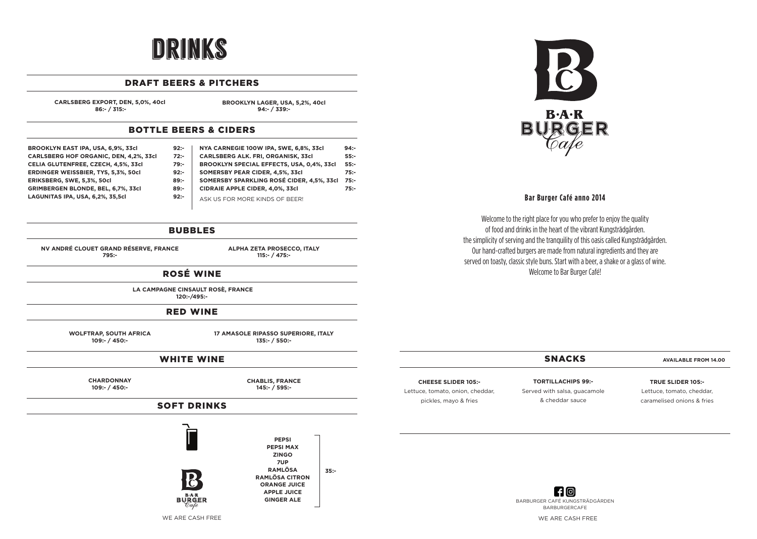# DRINKS

## DRAFT BEERS & PITCHERS

**CARLSBERG EXPORT, DEN, 5,0%, 40cl**
**86:- / 315:-**

**BROOKLYN LAGER, USA, 5,2%, 40cl**
**94:- / 339:-**

## BOTTLE BEERS & CIDERS

| | |
|---|---|
| **BROOKLYN EAST IPA, USA, 6,9%, 33cl** | **92:-** |
| **CARLSBERG HOF ORGANIC, DEN, 4,2%, 33cl** | **72:-** |
| **CELIA GLUTENFREE, CZECH, 4,5%, 33cl** | **79:-** |
| **ERDINGER WEISSBIER, TYS, 5,3%, 50cl** | **92:-** |
| **ERIKSBERG, SWE, 5,3%, 50cl** | **89:-** |
| **GRIMBERGEN BLONDE, BEL, 6,7%, 33cl** | **89:-** |
| **LAGUNITAS IPA, USA, 6,2%, 35,5cl** | **92:-** |
| **NYA CARNEGIE 100W IPA, SWE, 6,8%, 33cl** | **94:-** |
| **CARLSBERG ALK. FRI, ORGANISK, 33cl** | **55:-** |
| **BROOKLYN SPECIAL EFFECTS, USA, 0,4%, 33cl** | **55:-** |
| **SOMERSBY PEAR CIDER, 4,5%, 33cl** | **75:-** |
| **SOMERSBY SPARKLING ROSÉ CIDER, 4,5%, 33cl** | **75:-** |
| **CIDRAIE APPLE CIDER, 4,0%, 33cl** | **75:-** |

ASK US FOR MORE KINDS OF BEER!

## BUBBLES

**NV ANDRÉ CLOUET GRAND RÉSERVE, FRANCE**
**795:-**

**ALPHA ZETA PROSECCO, ITALY**
**115:- / 475:-**

## ROSÉ WINE

**LA CAMPAGNE CINSAULT ROSÈ, FRANCE**
**120:-/495:-**

## RED WINE

**WOLFTRAP, SOUTH AFRICA**
**109:- / 450:-**

**17 AMASOLE RIPASSO SUPERIORE, ITALY**
**135:- / 550:-**

## WHITE WINE

**CHARDONNAY**
**109:- / 450:-**

**CHABLIS, FRANCE**
**145:- / 595:-**

## SOFT DRINKS

**PEPSI**
**PEPSI MAX**
**ZINGO**
**7UP**
**RAMLÖSA**
**RAMLÖSA CITRON**
**ORANGE JUICE**
**APPLE JUICE**
**GINGER ALE**

**35:-**

B·A·R BURGER Cafe

WE ARE CASH FREE

B·A·R BURGER Cafe

### Bar Burger Café anno 2014

Welcome to the right place for you who prefer to enjoy the quality of food and drinks in the heart of the vibrant Kungsträdgården. the simplicity of serving and the tranquility of this oasis called Kungsträdgården. Our hand-crafted burgers are made from natural ingredients and they are served on toasty, classic style buns. Start with a beer, a shake or a glass of wine. Welcome to Bar Burger Café!

## SNACKS

**AVAILABLE FROM 14.00**

**CHEESE SLIDER 105:-**
Lettuce, tomato, onion, cheddar, pickles, mayo & fries

**TORTILLACHIPS 99:-**
Served with salsa, guacamole & cheddar sauce

**TRUE SLIDER 105:-**
Lettuce, tomato, cheddar, caramelised onions & fries

BARBURGER CAFÉ KUNGSTRÄDGÅRDEN
BARBURGERCAFE

WE ARE CASH FREE